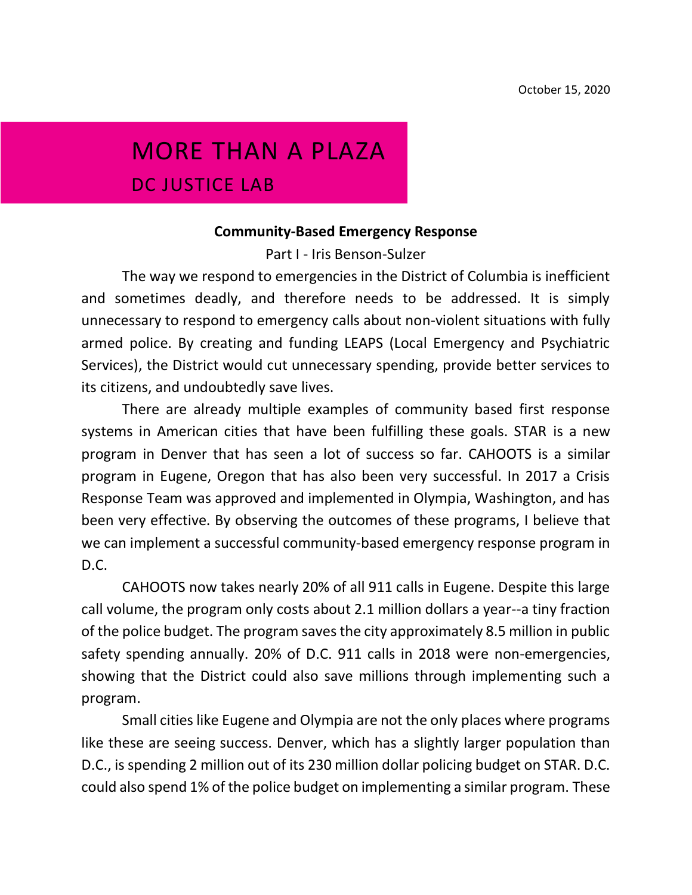October 15, 2020

# MORE THAN A PLAZA

## DC JUSTICE LAB

### Community-Based Emergency Response

Part I - Iris Benson-Sulzer

The way we respond to emergencies in the District of Columbia is inefficient and sometimes deadly, and therefore needs to be addressed. It is simply unnecessary to respond to emergency calls about non-violent situations with fully armed police. By creating and funding LEAPS (Local Emergency and Psychiatric Services), the District would cut unnecessary spending, provide better services to its citizens, and undoubtedly save lives.

There are already multiple examples of community based first response systems in American cities that have been fulfilling these goals. STAR is a new program in Denver that has seen a lot of success so far. CAHOOTS is a similar program in Eugene, Oregon that has also been very successful. In 2017 a Crisis Response Team was approved and implemented in Olympia, Washington, and has been very effective. By observing the outcomes of these programs, I believe that we can implement a successful community-based emergency response program in D.C.

CAHOOTS now takes nearly 20% of all 911 calls in Eugene. Despite this large call volume, the program only costs about 2.1 million dollars a year--a tiny fraction of the police budget. The program saves the city approximately 8.5 million in public safety spending annually. 20% of D.C. 911 calls in 2018 were non-emergencies, showing that the District could also save millions through implementing such a program.

Small cities like Eugene and Olympia are not the only places where programs like these are seeing success. Denver, which has a slightly larger population than D.C., is spending 2 million out of its 230 million dollar policing budget on STAR. D.C. could also spend 1% of the police budget on implementing a similar program. These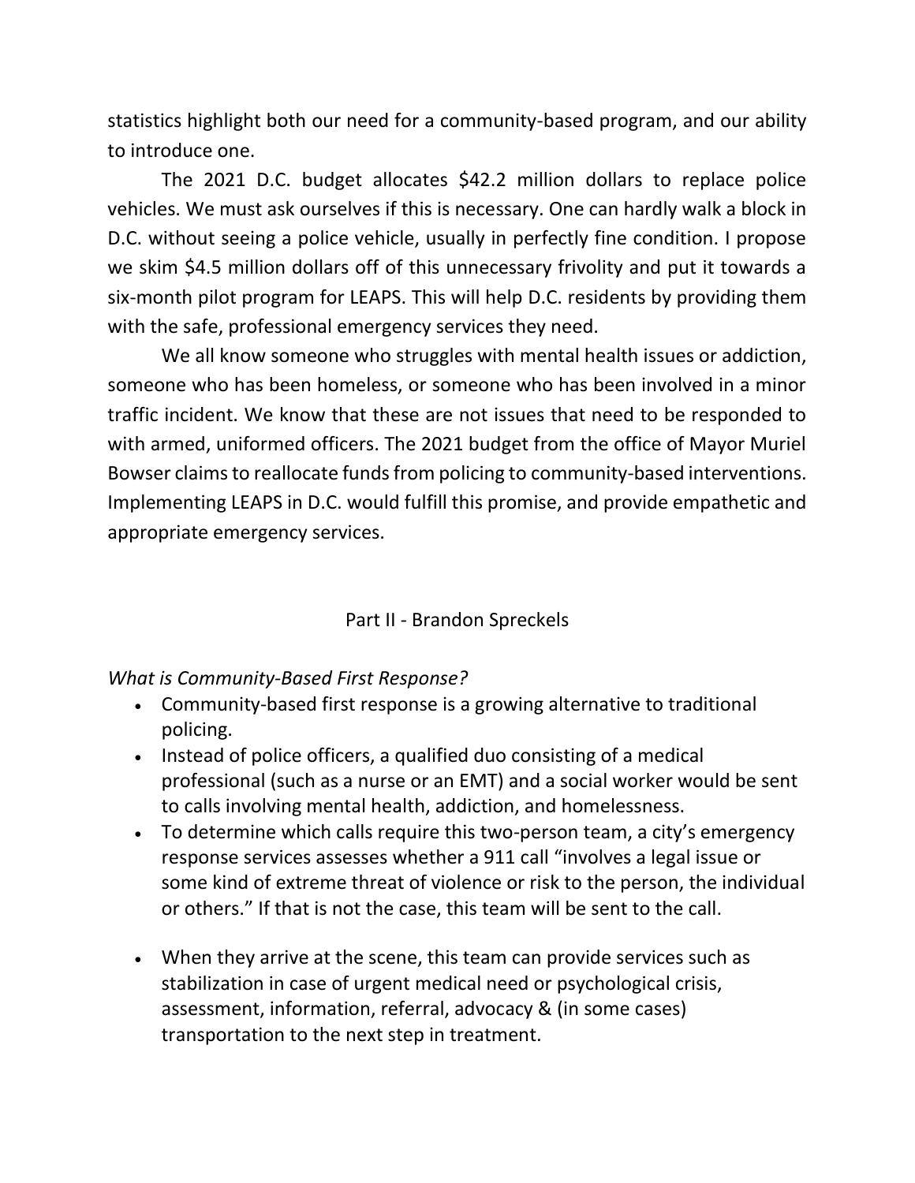statistics highlight both our need for a community-based program, and our ability to introduce one.

The 2021 D.C. budget allocates $42.2 million dollars to replace police vehicles. We must ask ourselves if this is necessary. One can hardly walk a block in D.C. without seeing a police vehicle, usually in perfectly fine condition. I propose we skim $4.5 million dollars off of this unnecessary frivolity and put it towards a six-month pilot program for LEAPS. This will help D.C. residents by providing them with the safe, professional emergency services they need.

We all know someone who struggles with mental health issues or addiction, someone who has been homeless, or someone who has been involved in a minor traffic incident. We know that these are not issues that need to be responded to with armed, uniformed officers. The 2021 budget from the office of Mayor Muriel Bowser claims to reallocate funds from policing to community-based interventions. Implementing LEAPS in D.C. would fulfill this promise, and provide empathetic and appropriate emergency services.

## Part II - Brandon Spreckels

*What is Community-Based First Response?*

- Community-based first response is a growing alternative to traditional policing.
- Instead of police officers, a qualified duo consisting of a medical professional (such as a nurse or an EMT) and a social worker would be sent to calls involving mental health, addiction, and homelessness.
- To determine which calls require this two-person team, a city's emergency response services assesses whether a 911 call "involves a legal issue or some kind of extreme threat of violence or risk to the person, the individual or others." If that is not the case, this team will be sent to the call.
- When they arrive at the scene, this team can provide services such as stabilization in case of urgent medical need or psychological crisis, assessment, information, referral, advocacy & (in some cases) transportation to the next step in treatment.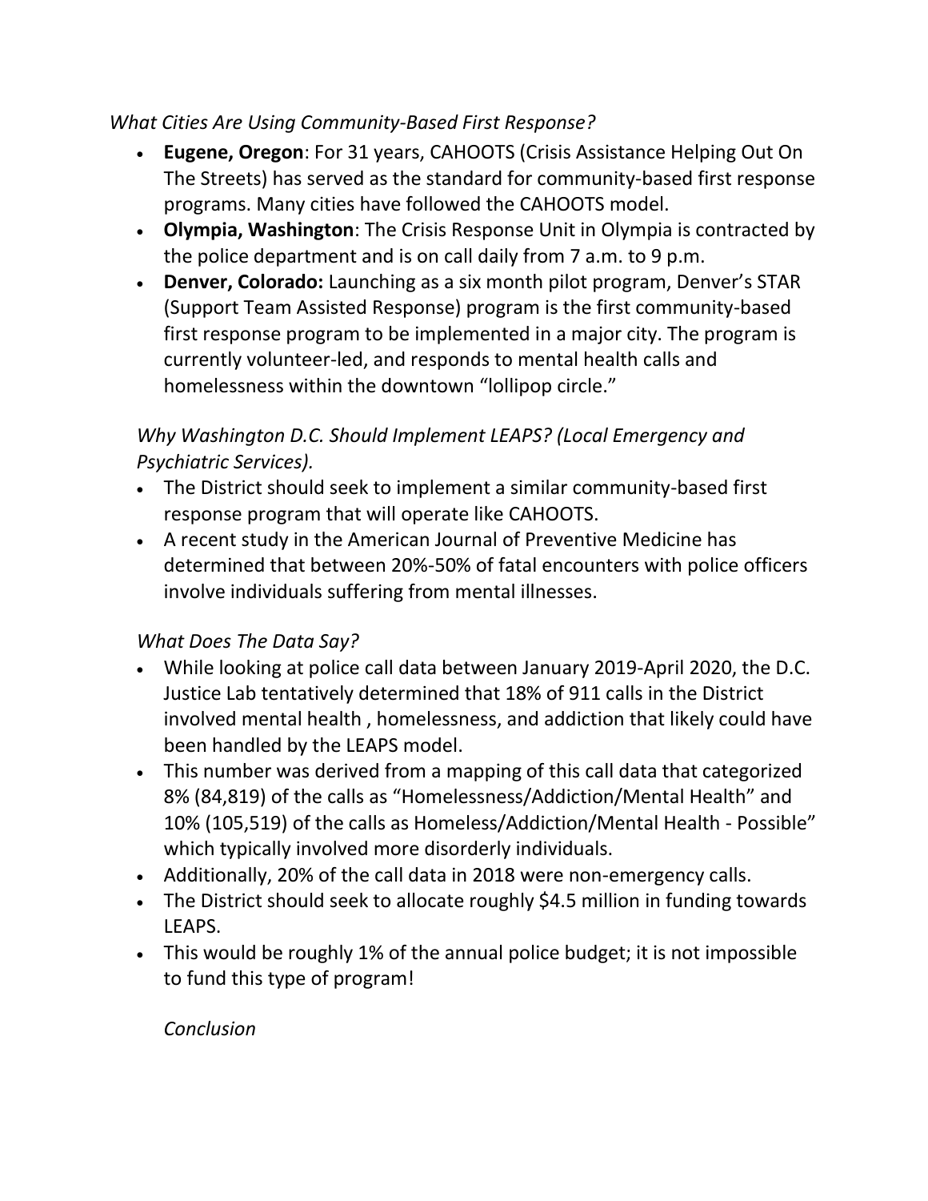*What Cities Are Using Community-Based First Response?*

- **Eugene, Oregon**: For 31 years, CAHOOTS (Crisis Assistance Helping Out On The Streets) has served as the standard for community-based first response programs. Many cities have followed the CAHOOTS model.
- **Olympia, Washington**: The Crisis Response Unit in Olympia is contracted by the police department and is on call daily from 7 a.m. to 9 p.m.
- **Denver, Colorado:** Launching as a six month pilot program, Denver's STAR (Support Team Assisted Response) program is the first community-based first response program to be implemented in a major city. The program is currently volunteer-led, and responds to mental health calls and homelessness within the downtown "lollipop circle."

*Why Washington D.C. Should Implement LEAPS? (Local Emergency and Psychiatric Services).*

- The District should seek to implement a similar community-based first response program that will operate like CAHOOTS.
- A recent study in the American Journal of Preventive Medicine has determined that between 20%-50% of fatal encounters with police officers involve individuals suffering from mental illnesses.

*What Does The Data Say?*

- While looking at police call data between January 2019-April 2020, the D.C. Justice Lab tentatively determined that 18% of 911 calls in the District involved mental health , homelessness, and addiction that likely could have been handled by the LEAPS model.
- This number was derived from a mapping of this call data that categorized 8% (84,819) of the calls as "Homelessness/Addiction/Mental Health" and 10% (105,519) of the calls as Homeless/Addiction/Mental Health - Possible" which typically involved more disorderly individuals.
- Additionally, 20% of the call data in 2018 were non-emergency calls.
- The District should seek to allocate roughly $4.5 million in funding towards LEAPS.
- This would be roughly 1% of the annual police budget; it is not impossible to fund this type of program!

*Conclusion*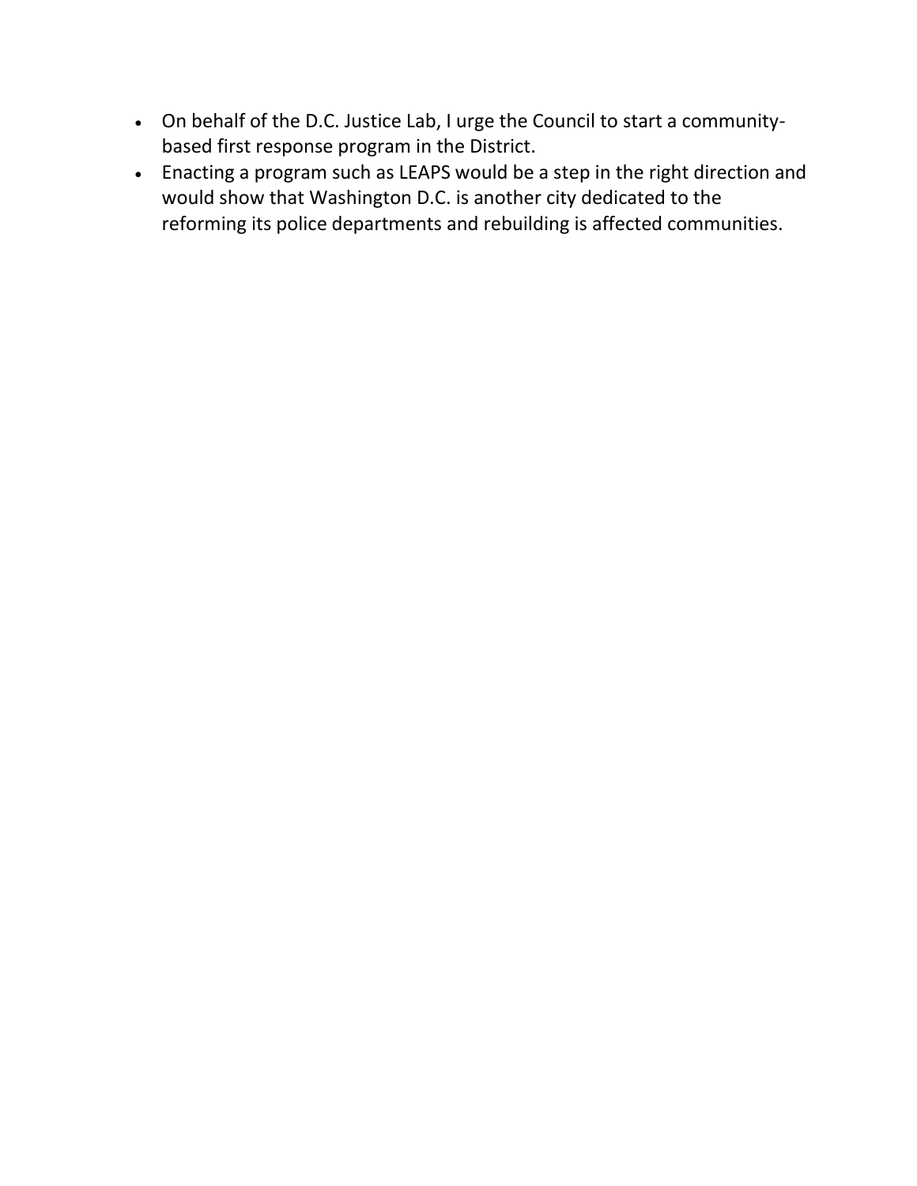- On behalf of the D.C. Justice Lab, I urge the Council to start a community-based first response program in the District.
- Enacting a program such as LEAPS would be a step in the right direction and would show that Washington D.C. is another city dedicated to the reforming its police departments and rebuilding is affected communities.